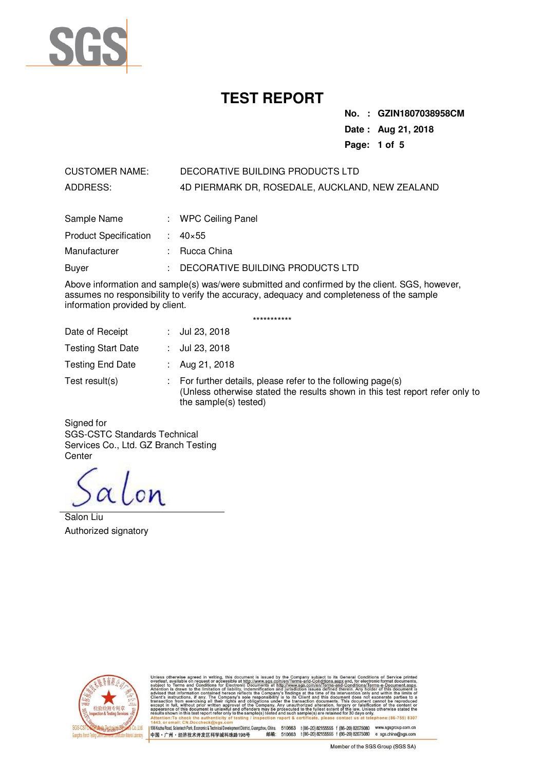SGS

# TEST REPORT

**No. : GZIN1807038958CM**
**Date : Aug 21, 2018**

CUSTOMER NAME: DECORATIVE BUILDING PRODUCTS LTD
ADDRESS: 4D PIERMARK DR, ROSEDALE, AUCKLAND, NEW ZEALAND

Sample Name : WPC Ceiling Panel
Product Specification : 40×55
Manufacturer : Rucca China
Buyer : DECORATIVE BUILDING PRODUCTS LTD

Above information and sample(s) was/were submitted and confirmed by the client. SGS, however, assumes no responsibility to verify the accuracy, adequacy and completeness of the sample information provided by client.

***********

Date of Receipt : Jul 23, 2018
Testing Start Date : Jul 23, 2018
Testing End Date : Aug 21, 2018
Test result(s) : For further details, please refer to the following page(s)
(Unless otherwise stated the results shown in this test report refer only to the sample(s) tested)

Signed for
SGS-CSTC Standards Technical Services Co., Ltd. GZ Branch Testing Center

Salon Liu
Authorized signatory

Unless otherwise agreed in writing, this document is issued by the Company subject to its General Conditions of Service printed overleaf, available on request or accessible at http://www.sgs.com/en/Terms-and-Conditions.aspx and, for electronic format documents, subject to Terms and Conditions for Electronic Documents at http://www.sgs.com/en/Terms-and-Conditions/Terms-e-Document.aspx. Attention is drawn to the limitation of liability, indemnification and jurisdiction issues defined therein. Any holder of this document is advised that information contained hereon reflects the Company's findings at the time of its intervention only and within the limits of Client's instructions, if any. The Company's sole responsibility is to its Client and this document does not exonerate parties to a transaction from exercising all their rights and obligations under the transaction documents. This document cannot be reproduced except in full, without prior written approval of the Company. Any unauthorized alteration, forgery or falsification of the content or appearance of this document is unlawful and offenders may be prosecuted to the fullest extent of the law. Unless otherwise stated the results shown in this test report refer only to the sample(s) tested and such sample(s) are retained for 30 days only.
Attention:To check the authenticity of testing / inspection report & certificate, please contact us at telephone:(86-755) 8307 1443, or email: CN.Doccheck@sgs.com

198 Kezhu Road, Scientech Park, Economic & Technical Development District, Guangzhou, China. 510663 t (86-20) 82155555 f (86-20) 82075080 www.sgsgroup.com.cn
中国・广州・经济技术开发区科学城科珠路198号 邮编: 510663 t (86-20) 82155555 f (86-20) 82075080 e sgs.china@sgs.com

Member of the SGS Group (SGS SA)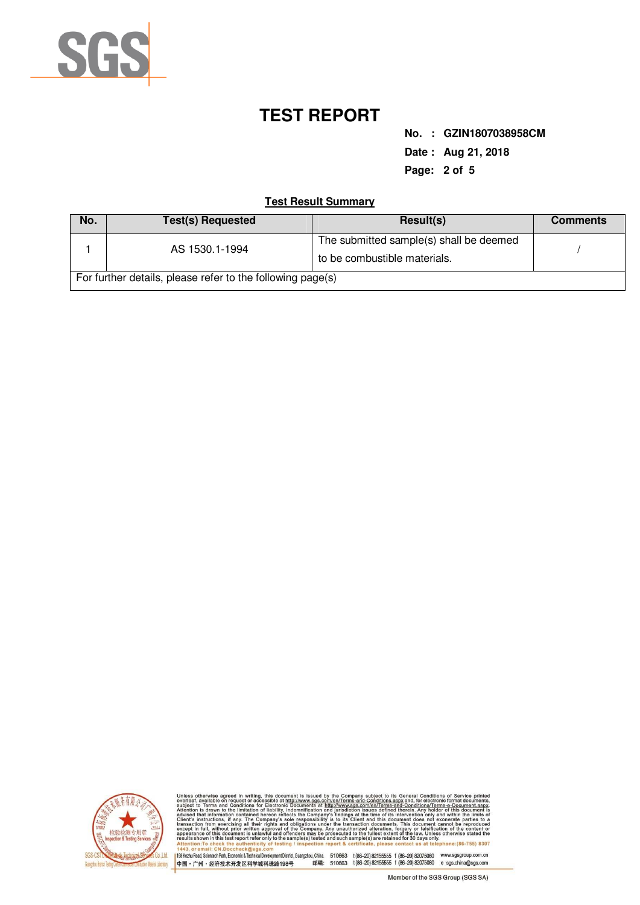# TEST REPORT

**No. : GZIN1807038958CM**

**Date : Aug 21, 2018**

## Test Result Summary

| No. | Test(s) Requested | Result(s) | Comments |
|---|---|---|---|
| 1 | AS 1530.1-1994 | The submitted sample(s) shall be deemed to be combustible materials. | / |
| For further details, please refer to the following page(s) | | | |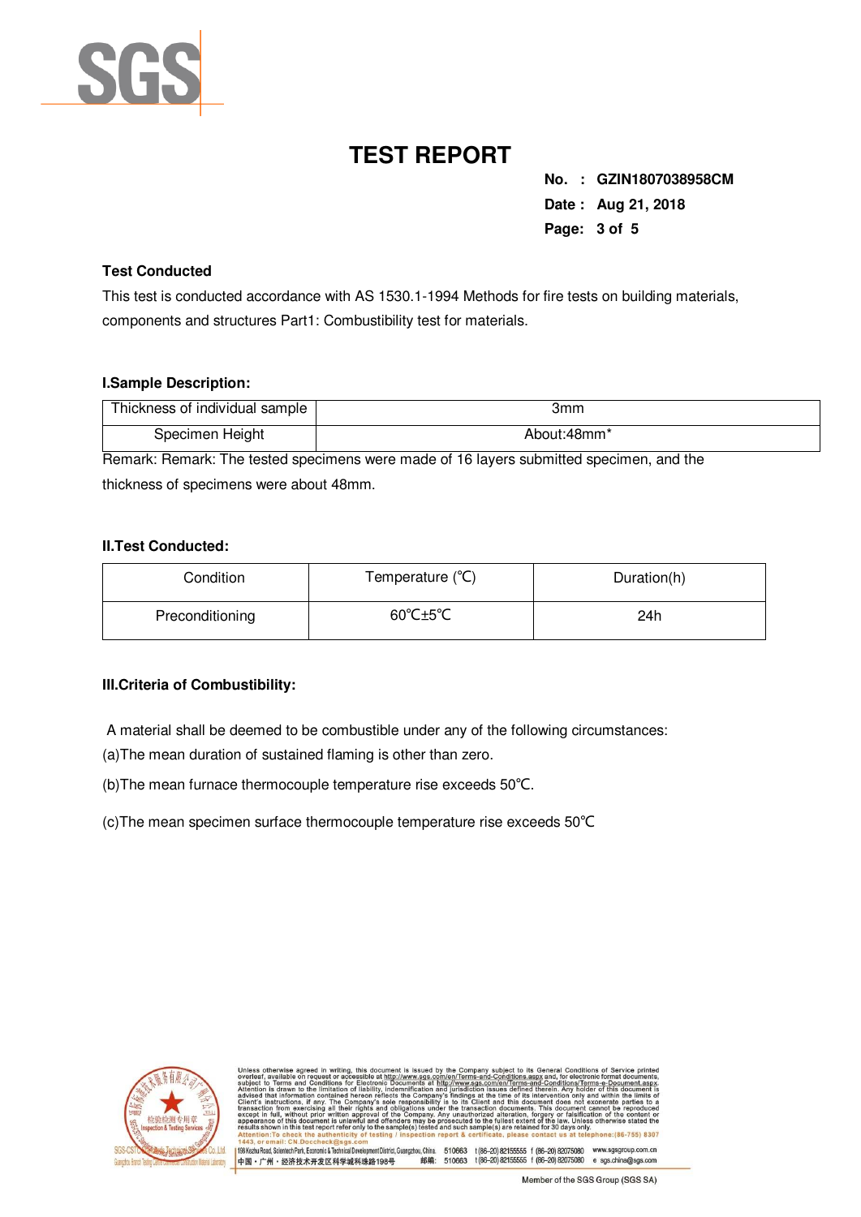# TEST REPORT

**No. : GZIN1807038958CM**
**Date : Aug 21, 2018**

### Test Conducted

This test is conducted accordance with AS 1530.1-1994 Methods for fire tests on building materials, components and structures Part1: Combustibility test for materials.

### I.Sample Description:

| Thickness of individual sample | 3mm |
|---|---|
| Specimen Height | About:48mm* |

Remark: Remark: The tested specimens were made of 16 layers submitted specimen, and the thickness of specimens were about 48mm.

### II.Test Conducted:

| Condition | Temperature (℃) | Duration(h) |
|---|---|---|
| Preconditioning | 60℃±5℃ | 24h |

### III.Criteria of Combustibility:

A material shall be deemed to be combustible under any of the following circumstances:

(a)The mean duration of sustained flaming is other than zero.

(b)The mean furnace thermocouple temperature rise exceeds 50℃.

(c)The mean specimen surface thermocouple temperature rise exceeds 50℃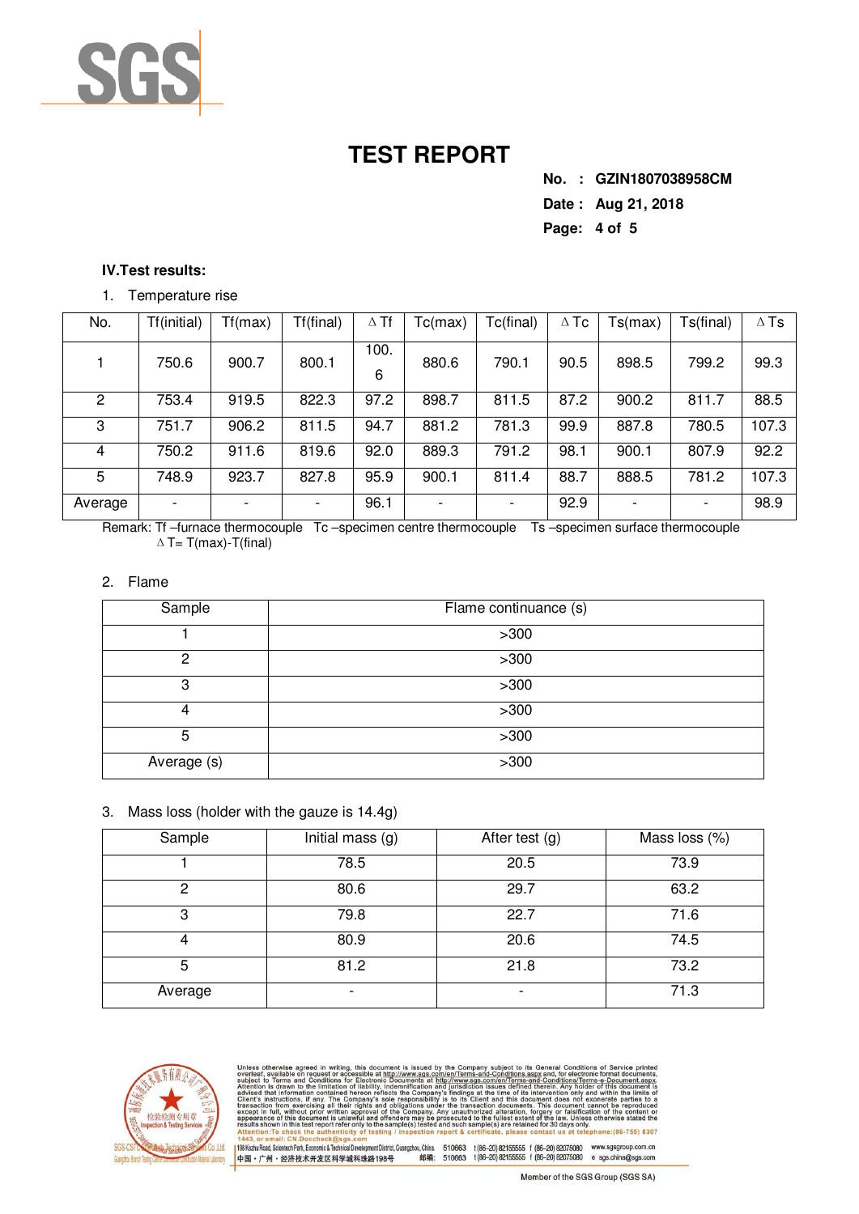# TEST REPORT

**No. : GZIN1807038958CM**
**Date : Aug 21, 2018**

### IV.Test results:

1. Temperature rise

| No. | Tf(initial) | Tf(max) | Tf(final) | ΔTf | Tc(max) | Tc(final) | ΔTc | Ts(max) | Ts(final) | ΔTs |
|---|---|---|---|---|---|---|---|---|---|---|
| 1 | 750.6 | 900.7 | 800.1 | 100.6 | 880.6 | 790.1 | 90.5 | 898.5 | 799.2 | 99.3 |
| 2 | 753.4 | 919.5 | 822.3 | 97.2 | 898.7 | 811.5 | 87.2 | 900.2 | 811.7 | 88.5 |
| 3 | 751.7 | 906.2 | 811.5 | 94.7 | 881.2 | 781.3 | 99.9 | 887.8 | 780.5 | 107.3 |
| 4 | 750.2 | 911.6 | 819.6 | 92.0 | 889.3 | 791.2 | 98.1 | 900.1 | 807.9 | 92.2 |
| 5 | 748.9 | 923.7 | 827.8 | 95.9 | 900.1 | 811.4 | 88.7 | 888.5 | 781.2 | 107.3 |
| Average | - | - | - | 96.1 | - | - | 92.9 | - | - | 98.9 |

Remark: Tf –furnace thermocouple   Tc –specimen centre thermocouple   Ts –specimen surface thermocouple
ΔT= T(max)-T(final)

2. Flame

| Sample | Flame continuance (s) |
|---|---|
| 1 | >300 |
| 2 | >300 |
| 3 | >300 |
| 4 | >300 |
| 5 | >300 |
| Average (s) | >300 |

3. Mass loss (holder with the gauze is 14.4g)

| Sample | Initial mass (g) | After test (g) | Mass loss (%) |
|---|---|---|---|
| 1 | 78.5 | 20.5 | 73.9 |
| 2 | 80.6 | 29.7 | 63.2 |
| 3 | 79.8 | 22.7 | 71.6 |
| 4 | 80.9 | 20.6 | 74.5 |
| 5 | 81.2 | 21.8 | 73.2 |
| Average | - | - | 71.3 |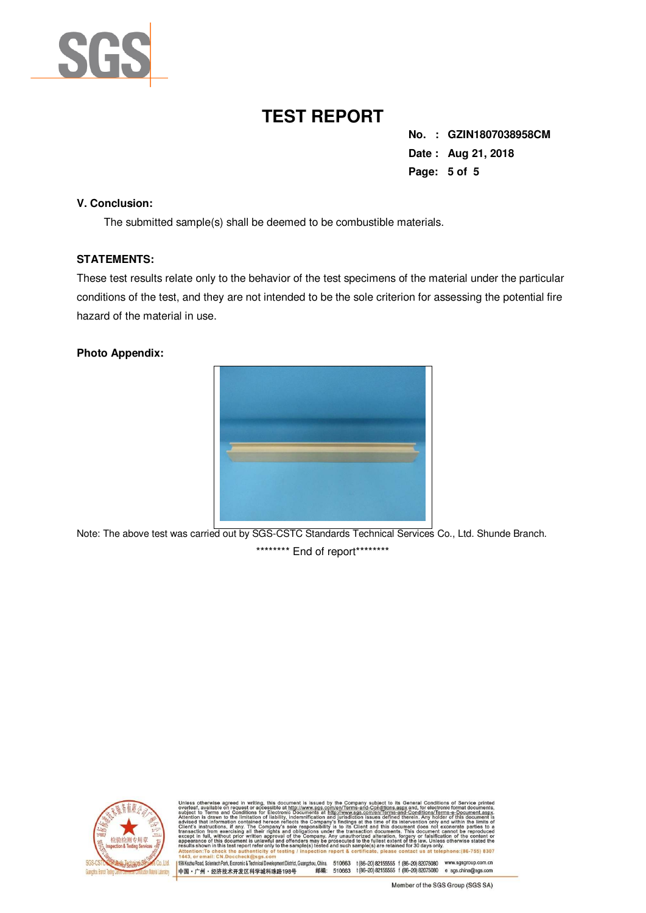# TEST REPORT

**No. : GZIN1807038958CM**
**Date : Aug 21, 2018**

**V. Conclusion:**

The submitted sample(s) shall be deemed to be combustible materials.

**STATEMENTS:**

These test results relate only to the behavior of the test specimens of the material under the particular conditions of the test, and they are not intended to be the sole criterion for assessing the potential fire hazard of the material in use.

**Photo Appendix:**

Note: The above test was carried out by SGS-CSTC Standards Technical Services Co., Ltd. Shunde Branch.

******** End of report********